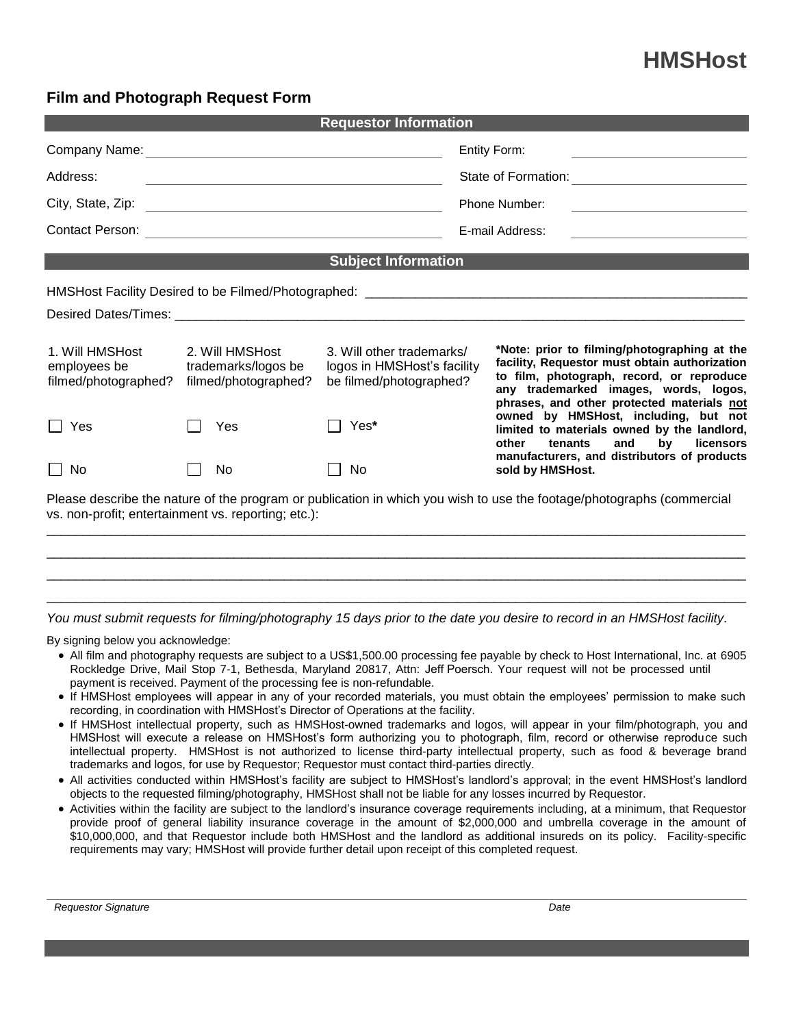# HMSHost

## Film and Photograph Request Form

### Requestor Information

| | | | |
|---|---|---|---|
| Company Name: | | Entity Form: | |
| Address: | | State of Formation: | |
| City, State, Zip: | | Phone Number: | |
| Contact Person: | | E-mail Address: | |

### Subject Information

HMSHost Facility Desired to be Filmed/Photographed: ____________________________________________

Desired Dates/Times: ____________________________________________

| 1. Will HMSHost employees be filmed/photographed? | 2. Will HMSHost trademarks/logos be filmed/photographed? | 3. Will other trademarks/ logos in HMSHost's facility be filmed/photographed? |
|---|---|---|
| ☐ Yes | ☐ Yes | ☐ Yes* |
| ☐ No | ☐ No | ☐ No |

**\*Note: prior to filming/photographing at the facility, Requestor must obtain authorization to film, photograph, record, or reproduce any trademarked images, words, logos, phrases, and other protected materials <u>not</u> owned by HMSHost, including, but not limited to materials owned by the landlord, other tenants and by licensors manufacturers, and distributors of products sold by HMSHost.**

Please describe the nature of the program or publication in which you wish to use the footage/photographs (commercial vs. non-profit; entertainment vs. reporting; etc.):

____________________________________________

____________________________________________

____________________________________________

____________________________________________

*You must submit requests for filming/photography 15 days prior to the date you desire to record in an HMSHost facility.*

By signing below you acknowledge:

- All film and photography requests are subject to a US$1,500.00 processing fee payable by check to Host International, Inc. at 6905 Rockledge Drive, Mail Stop 7-1, Bethesda, Maryland 20817, Attn: Jeff Poersch. Your request will not be processed until payment is received. Payment of the processing fee is non-refundable.
- If HMSHost employees will appear in any of your recorded materials, you must obtain the employees' permission to make such recording, in coordination with HMSHost's Director of Operations at the facility.
- If HMSHost intellectual property, such as HMSHost-owned trademarks and logos, will appear in your film/photograph, you and HMSHost will execute a release on HMSHost's form authorizing you to photograph, film, record or otherwise reproduce such intellectual property. HMSHost is not authorized to license third-party intellectual property, such as food & beverage brand trademarks and logos, for use by Requestor; Requestor must contact third-parties directly.
- All activities conducted within HMSHost's facility are subject to HMSHost's landlord's approval; in the event HMSHost's landlord objects to the requested filming/photography, HMSHost shall not be liable for any losses incurred by Requestor.
- Activities within the facility are subject to the landlord's insurance coverage requirements including, at a minimum, that Requestor provide proof of general liability insurance coverage in the amount of $2,000,000 and umbrella coverage in the amount of $10,000,000, and that Requestor include both HMSHost and the landlord as additional insureds on its policy. Facility-specific requirements may vary; HMSHost will provide further detail upon receipt of this completed request.

____________________________________________

*Requestor Signature* *Date*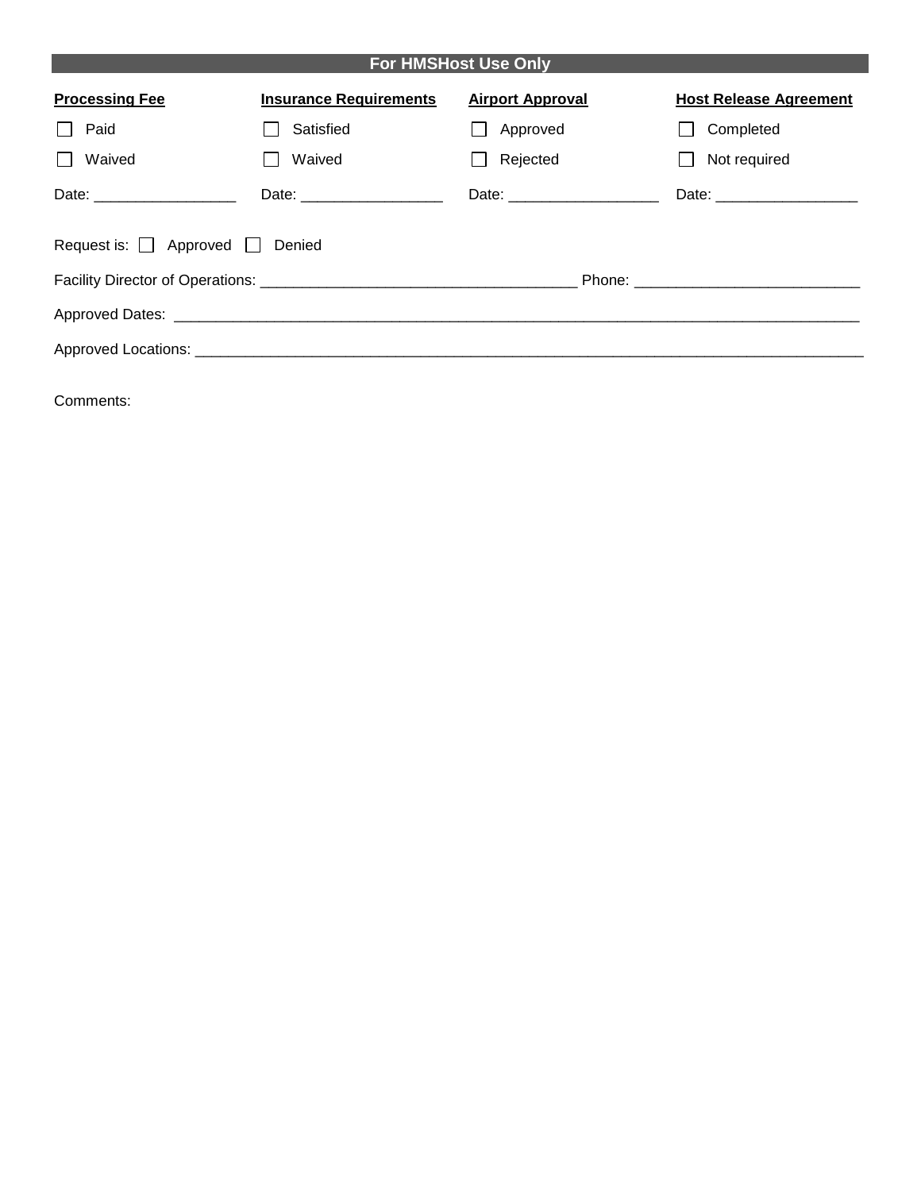## For HMSHost Use Only

| Processing Fee | Insurance Requirements | Airport Approval | Host Release Agreement |
|---|---|---|---|
| ☐ Paid | ☐ Satisfied | ☐ Approved | ☐ Completed |
| ☐ Waived | ☐ Waived | ☐ Rejected | ☐ Not required |
| Date: _________________ | Date: _________________ | Date: __________________ | Date: _________________ |

Request is: ☐ Approved ☐ Denied

Facility Director of Operations: ______________________________________ Phone: ___________________________

Approved Dates: ________________________________________________________________________________________

Approved Locations: _____________________________________________________________________________________

Comments: